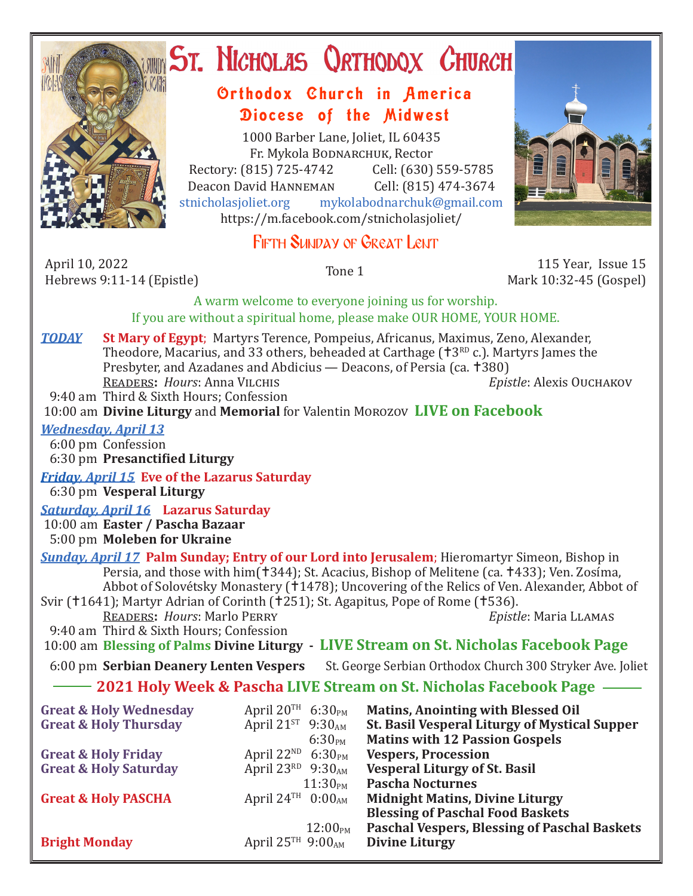# St. Nicholas Orthodox Church

## Orthodox Church in America
## Diocese of the Midwest

1000 Barber Lane, Joliet, IL 60435
Fr. Mykola Bodnarchuk, Rector
Rectory: (815) 725-4742 Cell: (630) 559-5785
Deacon David Hanneman Cell: (815) 474-3674
stnicholasjoliet.org mykolabodnarchuk@gmail.com
https://m.facebook.com/stnicholasjoliet/

## Fifth Sunday of Great Lent

April 10, 2022
Hebrews 9:11-14 (Epistle)

Tone 1

115 Year, Issue 15
Mark 10:32-45 (Gospel)

A warm welcome to everyone joining us for worship.
If you are without a spiritual home, please make OUR HOME, YOUR HOME.

***TODAY*** **St Mary of Egypt**; Martyrs Terence, Pompeius, Africanus, Maximus, Zeno, Alexander, Theodore, Macarius, and 33 others, beheaded at Carthage (✝3rd c.). Martyrs James the Presbyter, and Azadanes and Abdicius — Deacons, of Persia (ca. ✝380)

Readers**:** *Hours*: Anna Vilchis *Epistle*: Alexis Ouchakov

9:40 am Third & Sixth Hours; Confession
10:00 am **Divine Liturgy** and **Memorial** for Valentin Morozov **LIVE on Facebook**

***Wednesday, April 13***
6:00 pm Confession
6:30 pm **Presanctified Liturgy**

***Friday, April 15*** **Eve of the Lazarus Saturday**
6:30 pm **Vesperal Liturgy**

***Saturday, April 16*** **Lazarus Saturday**
10:00 am **Easter / Pascha Bazaar**
5:00 pm **Moleben for Ukraine**

***Sunday, April 17*** **Palm Sunday; Entry of our Lord into Jerusalem**; Hieromartyr Simeon, Bishop in Persia, and those with him(✝344); St. Acacius, Bishop of Melitene (ca. ✝433); Ven. Zosíma, Abbot of Solovétsky Monastery (✝1478); Uncovering of the Relics of Ven. Alexander, Abbot of Svir (✝1641); Martyr Adrian of Corinth (✝251); St. Agapitus, Pope of Rome (✝536).

Readers**:** *Hours*: Marlo Perry *Epistle*: Maria Llamas

9:40 am Third & Sixth Hours; Confession
10:00 am **Blessing of Palms Divine Liturgy** - **LIVE Stream on St. Nicholas Facebook Page**
6:00 pm **Serbian Deanery Lenten Vespers** St. George Serbian Orthodox Church 300 Stryker Ave. Joliet

## 2021 Holy Week & Pascha LIVE Stream on St. Nicholas Facebook Page

| | | | |
|---|---|---|---|
| **Great & Holy Wednesday** | April 20th | 6:30pm | **Matins, Anointing with Blessed Oil** |
| **Great & Holy Thursday** | April 21st | 9:30am | **St. Basil Vesperal Liturgy of Mystical Supper** |
| | | 6:30pm | **Matins with 12 Passion Gospels** |
| **Great & Holy Friday** | April 22nd | 6:30pm | **Vespers, Procession** |
| **Great & Holy Saturday** | April 23rd | 9:30am | **Vesperal Liturgy of St. Basil** |
| | | 11:30pm | **Pascha Nocturnes** |
| **Great & Holy PASCHA** | April 24th | 0:00am | **Midnight Matins, Divine Liturgy** |
| | | | **Blessing of Paschal Food Baskets** |
| | | 12:00pm | **Paschal Vespers, Blessing of Paschal Baskets** |
| **Bright Monday** | April 25th | 9:00am | **Divine Liturgy** |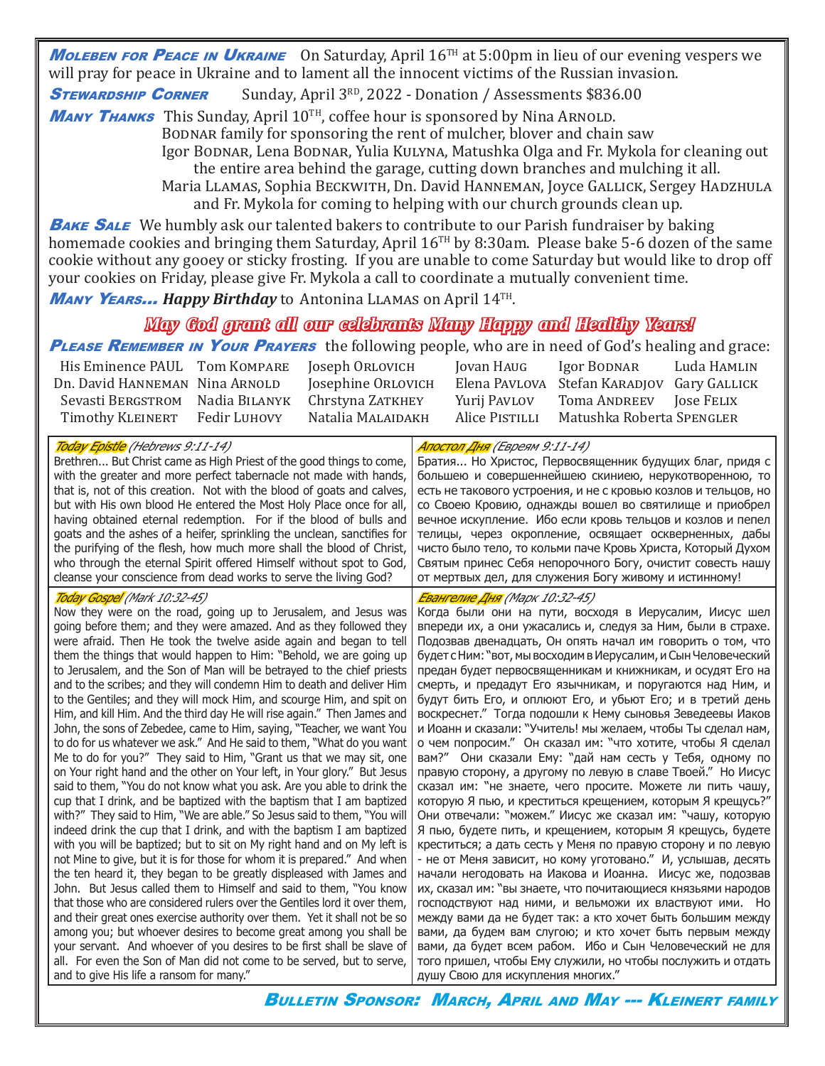**Moleben for Peace in Ukraine** On Saturday, April 16TH at 5:00pm in lieu of our evening vespers we will pray for peace in Ukraine and to lament all the innocent victims of the Russian invasion.

**Stewardship Corner** Sunday, April 3RD, 2022 - Donation / Assessments $836.00

**Many Thanks** This Sunday, April 10TH, coffee hour is sponsored by Nina Arnold.
Bodnar family for sponsoring the rent of mulcher, blover and chain saw
Igor Bodnar, Lena Bodnar, Yulia Kulyna, Matushka Olga and Fr. Mykola for cleaning out the entire area behind the garage, cutting down branches and mulching it all.
Maria Llamas, Sophia Beckwith, Dn. David Hanneman, Joyce Gallick, Sergey Hadzhula and Fr. Mykola for coming to helping with our church grounds clean up.

**Bake Sale** We humbly ask our talented bakers to contribute to our Parish fundraiser by baking homemade cookies and bringing them Saturday, April 16TH by 8:30am. Please bake 5-6 dozen of the same cookie without any gooey or sticky frosting. If you are unable to come Saturday but would like to drop off your cookies on Friday, please give Fr. Mykola a call to coordinate a mutually convenient time.

**Many Years...** ***Happy Birthday*** to Antonina Llamas on April 14TH.

***May God grant all our celebrants Many Happy and Healthy Years!***

**Please Remember in Your Prayers** the following people, who are in need of God's healing and grace:

| | | | | | |
|---|---|---|---|---|---|
| His Eminence PAUL | Tom Kompare | Joseph Orlovich | Jovan Haug | Igor Bodnar | Luda Hamlin |
| Dn. David Hanneman | Nina Arnold | Josephine Orlovich | Elena Pavlova | Stefan Karadjov | Gary Gallick |
| Sevasti Bergstrom | Nadia Bilanyk | Chrstyna Zatkhey | Yurij Pavlov | Toma Andreev | Jose Felix |
| Timothy Kleinert | Fedir Luhovy | Natalia Malaidakh | Alice Pistilli | Matushka Roberta Spengler | |

*Today Epistle* (Hebrews 9:11-14)
Brethren... But Christ came as High Priest of the good things to come, with the greater and more perfect tabernacle not made with hands, that is, not of this creation. Not with the blood of goats and calves, but with His own blood He entered the Most Holy Place once for all, having obtained eternal redemption. For if the blood of bulls and goats and the ashes of a heifer, sprinkling the unclean, sanctifies for the purifying of the flesh, how much more shall the blood of Christ, who through the eternal Spirit offered Himself without spot to God, cleanse your conscience from dead works to serve the living God?

*Апостол Дня* (Евреям 9:11-14)
Братия... Но Христос, Первосвященник будущих благ, придя с большею и совершеннейшею скиниею, нерукотворенною, то есть не такового устроения, и не с кровью козлов и тельцов, но со Своею Кровию, однажды вошел во святилище и приобрел вечное искупление. Ибо если кровь тельцов и козлов и пепел телицы, через окропление, освящает оскверненных, дабы чисто было тело, то кольми паче Кровь Христа, Который Духом Святым принес Себя непорочного Богу, очистит совесть нашу от мертвых дел, для служения Богу живому и истинному!

*Today Gospel* (Mark 10:32-45)
Now they were on the road, going up to Jerusalem, and Jesus was going before them; and they were amazed. And as they followed they were afraid. Then He took the twelve aside again and began to tell them the things that would happen to Him: "Behold, we are going up to Jerusalem, and the Son of Man will be betrayed to the chief priests and to the scribes; and they will condemn Him to death and deliver Him to the Gentiles; and they will mock Him, and scourge Him, and spit on Him, and kill Him. And the third day He will rise again." Then James and John, the sons of Zebedee, came to Him, saying, "Teacher, we want You to do for us whatever we ask." And He said to them, "What do you want Me to do for you?" They said to Him, "Grant us that we may sit, one on Your right hand and the other on Your left, in Your glory." But Jesus said to them, "You do not know what you ask. Are you able to drink the cup that I drink, and be baptized with the baptism that I am baptized with?" They said to Him, "We are able." So Jesus said to them, "You will indeed drink the cup that I drink, and with the baptism I am baptized with you will be baptized; but to sit on My right hand and on My left is not Mine to give, but it is for those for whom it is prepared." And when the ten heard it, they began to be greatly displeased with James and John. But Jesus called them to Himself and said to them, "You know that those who are considered rulers over the Gentiles lord it over them, and their great ones exercise authority over them. Yet it shall not be so among you; but whoever desires to become great among you shall be your servant. And whoever of you desires to be first shall be slave of all. For even the Son of Man did not come to be served, but to serve, and to give His life a ransom for many."

*Евангелие Дня* (Марк 10:32-45)
Когда были они на пути, восходя в Иерусалим, Иисус шел впереди их, а они ужасались и, следуя за Ним, были в страхе. Подозвав двенадцать, Он опять начал им говорить о том, что будет с Ним: "вот, мы восходим в Иерусалим, и Сын Человеческий предан будет первосвященникам и книжникам, и осудят Его на смерть, и предадут Его язычникам, и поругаются над Ним, и будут бить Его, и оплюют Его, и убьют Его; и в третий день воскреснет." Тогда подошли к Нему сыновья Зеведеевы Иаков и Иоанн и сказали: "Учитель! мы желаем, чтобы Ты сделал нам, о чем попросим." Он сказал им: "что хотите, чтобы Я сделал вам?" Они сказали Ему: "дай нам сесть у Тебя, одному по правую сторону, а другому по левую в славе Твоей." Но Иисус сказал им: "не знаете, чего просите. Можете ли пить чашу, которую Я пью, и креститься крещением, которым Я крещусь?" Они отвечали: "можем." Иисус же сказал им: "чашу, которую Я пью, будете пить, и крещением, которым Я крещусь, будете креститься; а дать сесть у Меня по правую сторону и по левую - не от Меня зависит, но кому уготовано." И, услышав, десять начали негодовать на Иакова и Иоанна. Иисус же, подозвав их, сказал им: "вы знаете, что почитающиеся князьями народов господствуют над ними, и вельможи их властвуют ими. Но между вами да не будет так: а кто хочет быть большим между вами, да будем вам слугою; и кто хочет быть первым между вами, да будет всем рабом. Ибо и Сын Человеческий не для того пришел, чтобы Ему служили, но чтобы послужить и отдать душу Свою для искупления многих."

**Bulletin Sponsor: March, April and May --- Kleinert family**